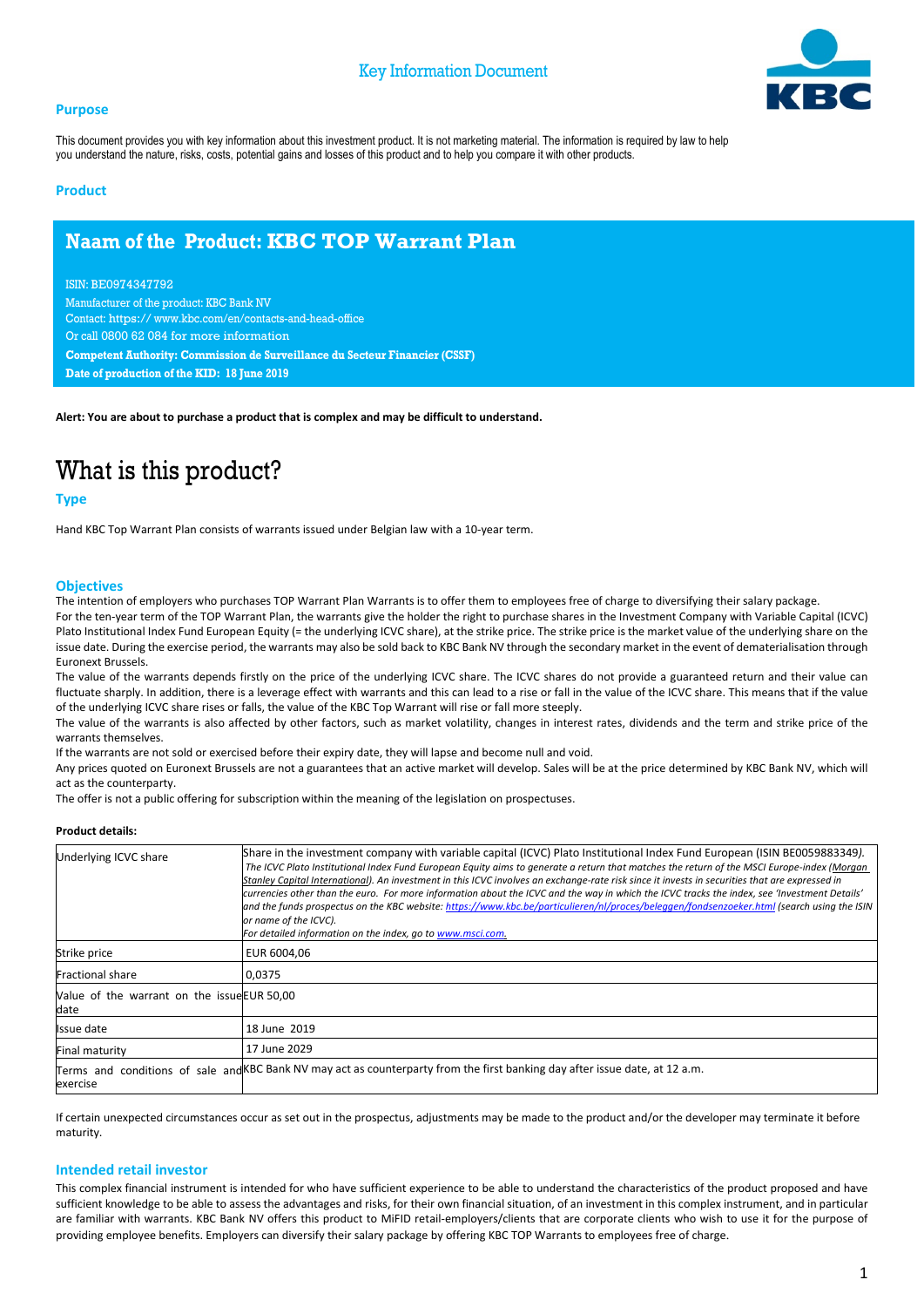Key Information Document

## Purpose

This document provides you with key information about this investment product. It is not marketing material. The information is required by law to help you understand the nature, risks, costs, potential gains and losses of this product and to help you compare it with other products.

## Product

## Naam of the Product: KBC TOP Warrant Plan

ISIN: BE0974347792
Manufacturer of the product: KBC Bank NV
Contact: https:// www.kbc.com/en/contacts-and-head-office
Or call 0800 62 084 for more information
**Competent Authority: Commission de Surveillance du Secteur Financier (CSSF)**
**Date of production of the KID: 18 June 2019**

**Alert: You are about to purchase a product that is complex and may be difficult to understand.**

# What is this product?

## Type

Hand KBC Top Warrant Plan consists of warrants issued under Belgian law with a 10-year term.

## Objectives

The intention of employers who purchases TOP Warrant Plan Warrants is to offer them to employees free of charge to diversifying their salary package.
For the ten-year term of the TOP Warrant Plan, the warrants give the holder the right to purchase shares in the Investment Company with Variable Capital (ICVC) Plato Institutional Index Fund European Equity (= the underlying ICVC share), at the strike price. The strike price is the market value of the underlying share on the issue date. During the exercise period, the warrants may also be sold back to KBC Bank NV through the secondary market in the event of dematerialisation through Euronext Brussels.
The value of the warrants depends firstly on the price of the underlying ICVC share. The ICVC shares do not provide a guaranteed return and their value can fluctuate sharply. In addition, there is a leverage effect with warrants and this can lead to a rise or fall in the value of the ICVC share. This means that if the value of the underlying ICVC share rises or falls, the value of the KBC Top Warrant will rise or fall more steeply.
The value of the warrants is also affected by other factors, such as market volatility, changes in interest rates, dividends and the term and strike price of the warrants themselves.
If the warrants are not sold or exercised before their expiry date, they will lapse and become null and void.
Any prices quoted on Euronext Brussels are not a guarantees that an active market will develop. Sales will be at the price determined by KBC Bank NV, which will act as the counterparty.
The offer is not a public offering for subscription within the meaning of the legislation on prospectuses.

**Product details:**

| | |
|---|---|
| Underlying ICVC share | Share in the investment company with variable capital (ICVC) Plato Institutional Index Fund European (ISIN BE0059883349). *The ICVC Plato Institutional Index Fund European Equity aims to generate a return that matches the return of the MSCI Europe-index (Morgan Stanley Capital International). An investment in this ICVC involves an exchange-rate risk since it invests in securities that are expressed in currencies other than the euro. For more information about the ICVC and the way in which the ICVC tracks the index, see 'Investment Details' and the funds prospectus on the KBC website: https://www.kbc.be/particulieren/nl/proces/beleggen/fondsenzoeker.html (search using the ISIN or name of the ICVC). For detailed information on the index, go to www.msci.com.* |
| Strike price | EUR 6004,06 |
| Fractional share | 0,0375 |
| Value of the warrant on the issue date | EUR 50,00 |
| Issue date | 18 June 2019 |
| Final maturity | 17 June 2029 |
| Terms and conditions of sale and exercise | KBC Bank NV may act as counterparty from the first banking day after issue date, at 12 a.m. |

If certain unexpected circumstances occur as set out in the prospectus, adjustments may be made to the product and/or the developer may terminate it before maturity.

## Intended retail investor

This complex financial instrument is intended for who have sufficient experience to be able to understand the characteristics of the product proposed and have sufficient knowledge to be able to assess the advantages and risks, for their own financial situation, of an investment in this complex instrument, and in particular are familiar with warrants. KBC Bank NV offers this product to MiFID retail-employers/clients that are corporate clients who wish to use it for the purpose of providing employee benefits. Employers can diversify their salary package by offering KBC TOP Warrants to employees free of charge.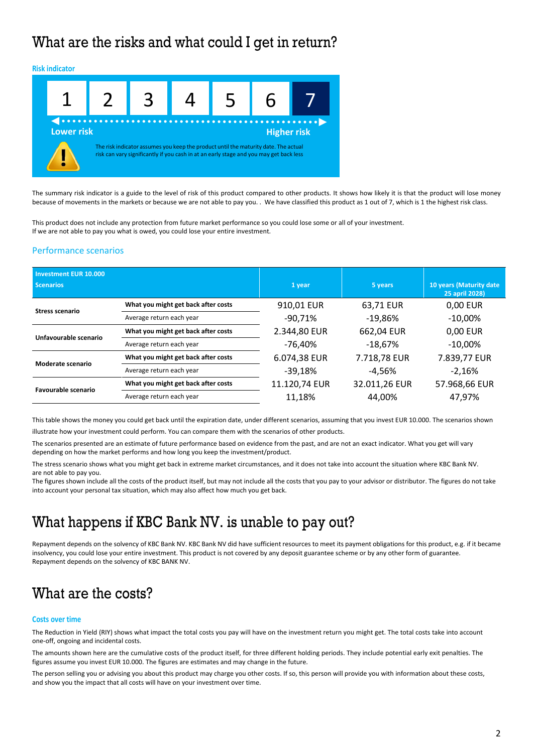# What are the risks and what could I get in return?

### Risk indicator

| 1 | 2 | 3 | 4 | 5 | 6 | 7 |
|---|---|---|---|---|---|---|

Lower risk — Higher risk

The risk indicator assumes you keep the product until the maturity date. The actual risk can vary significantly if you cash in at an early stage and you may get back less

The summary risk indicator is a guide to the level of risk of this product compared to other products. It shows how likely it is that the product will lose money because of movements in the markets or because we are not able to pay you. . We have classified this product as 1 out of 7, which is 1 the highest risk class.

This product does not include any protection from future market performance so you could lose some or all of your investment.
If we are not able to pay you what is owed, you could lose your entire investment.

## Performance scenarios

| Investment EUR 10.000<br>Scenarios | | 1 year | 5 years | 10 years (Maturity date 25 april 2028) |
|---|---|---|---|---|
| **Stress scenario** | **What you might get back after costs** | 910,01 EUR | 63,71 EUR | 0,00 EUR |
| | Average return each year | -90,71% | -19,86% | -10,00% |
| **Unfavourable scenario** | **What you might get back after costs** | 2.344,80 EUR | 662,04 EUR | 0,00 EUR |
| | Average return each year | -76,40% | -18,67% | -10,00% |
| **Moderate scenario** | **What you might get back after costs** | 6.074,38 EUR | 7.718,78 EUR | 7.839,77 EUR |
| | Average return each year | -39,18% | -4,56% | -2,16% |
| **Favourable scenario** | **What you might get back after costs** | 11.120,74 EUR | 32.011,26 EUR | 57.968,66 EUR |
| | Average return each year | 11,18% | 44,00% | 47,97% |

This table shows the money you could get back until the expiration date, under different scenarios, assuming that you invest EUR 10.000. The scenarios shown illustrate how your investment could perform. You can compare them with the scenarios of other products.

The scenarios presented are an estimate of future performance based on evidence from the past, and are not an exact indicator. What you get will vary depending on how the market performs and how long you keep the investment/product.

The stress scenario shows what you might get back in extreme market circumstances, and it does not take into account the situation where KBC Bank NV. are not able to pay you.
The figures shown include all the costs of the product itself, but may not include all the costs that you pay to your advisor or distributor. The figures do not take into account your personal tax situation, which may also affect how much you get back.

# What happens if KBC Bank NV. is unable to pay out?

Repayment depends on the solvency of KBC Bank NV. KBC Bank NV did have sufficient resources to meet its payment obligations for this product, e.g. if it became insolvency, you could lose your entire investment. This product is not covered by any deposit guarantee scheme or by any other form of guarantee. Repayment depends on the solvency of KBC BANK NV.

# What are the costs?

### Costs over time

The Reduction in Yield (RIY) shows what impact the total costs you pay will have on the investment return you might get. The total costs take into account one-off, ongoing and incidental costs.

The amounts shown here are the cumulative costs of the product itself, for three different holding periods. They include potential early exit penalties. The figures assume you invest EUR 10.000. The figures are estimates and may change in the future.

The person selling you or advising you about this product may charge you other costs. If so, this person will provide you with information about these costs, and show you the impact that all costs will have on your investment over time.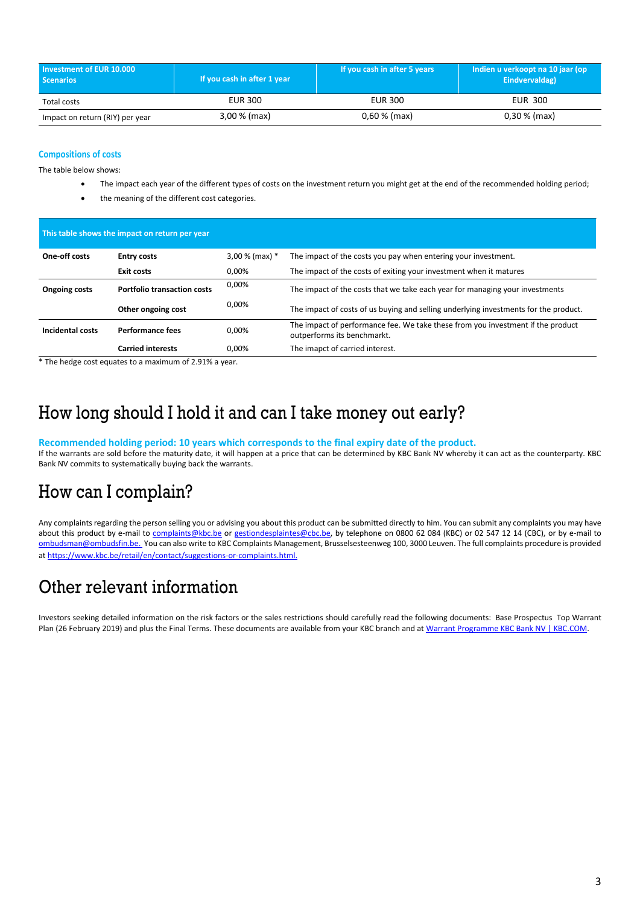| Investment of EUR 10.000<br>Scenarios | If you cash in after 1 year | If you cash in after 5 years | Indien u verkoopt na 10 jaar (op Eindvervaldag) |
|---|---|---|---|
| Total costs | EUR 300 | EUR 300 | EUR 300 |
| Impact on return (RIY) per year | 3,00 % (max) | 0,60 % (max) | 0,30 % (max) |

### Compositions of costs

The table below shows:

- The impact each year of the different types of costs on the investment return you might get at the end of the recommended holding period;
- the meaning of the different cost categories.

| This table shows the impact on return per year | | | |
|---|---|---|---|
| **One-off costs** | **Entry costs** | 3,00 % (max) * | The impact of the costs you pay when entering your investment. |
| | **Exit costs** | 0,00% | The impact of the costs of exiting your investment when it matures |
| **Ongoing costs** | **Portfolio transaction costs** | 0,00% | The impact of the costs that we take each year for managing your investments |
| | **Other ongoing cost** | 0,00% | The impact of costs of us buying and selling underlying investments for the product. |
| **Incidental costs** | **Performance fees** | 0,00% | The impact of performance fee. We take these from you investment if the product outperforms its benchmarkt. |
| | **Carried interests** | 0,00% | The imapct of carried interest. |

* The hedge cost equates to a maximum of 2.91% a year.

# How long should I hold it and can I take money out early?

**Recommended holding period: 10 years which corresponds to the final expiry date of the product.**

If the warrants are sold before the maturity date, it will happen at a price that can be determined by KBC Bank NV whereby it can act as the counterparty. KBC Bank NV commits to systematically buying back the warrants.

# How can I complain?

Any complaints regarding the person selling you or advising you about this product can be submitted directly to him. You can submit any complaints you may have about this product by e-mail to complaints@kbc.be or gestiondesplaintes@cbc.be, by telephone on 0800 62 084 (KBC) or 02 547 12 14 (CBC), or by e-mail to ombudsman@ombudsfin.be. You can also write to KBC Complaints Management, Brusselsesteenweg 100, 3000 Leuven. The full complaints procedure is provided at https://www.kbc.be/retail/en/contact/suggestions-or-complaints.html.

# Other relevant information

Investors seeking detailed information on the risk factors or the sales restrictions should carefully read the following documents: Base Prospectus Top Warrant Plan (26 February 2019) and plus the Final Terms. These documents are available from your KBC branch and at Warrant Programme KBC Bank NV | KBC.COM.